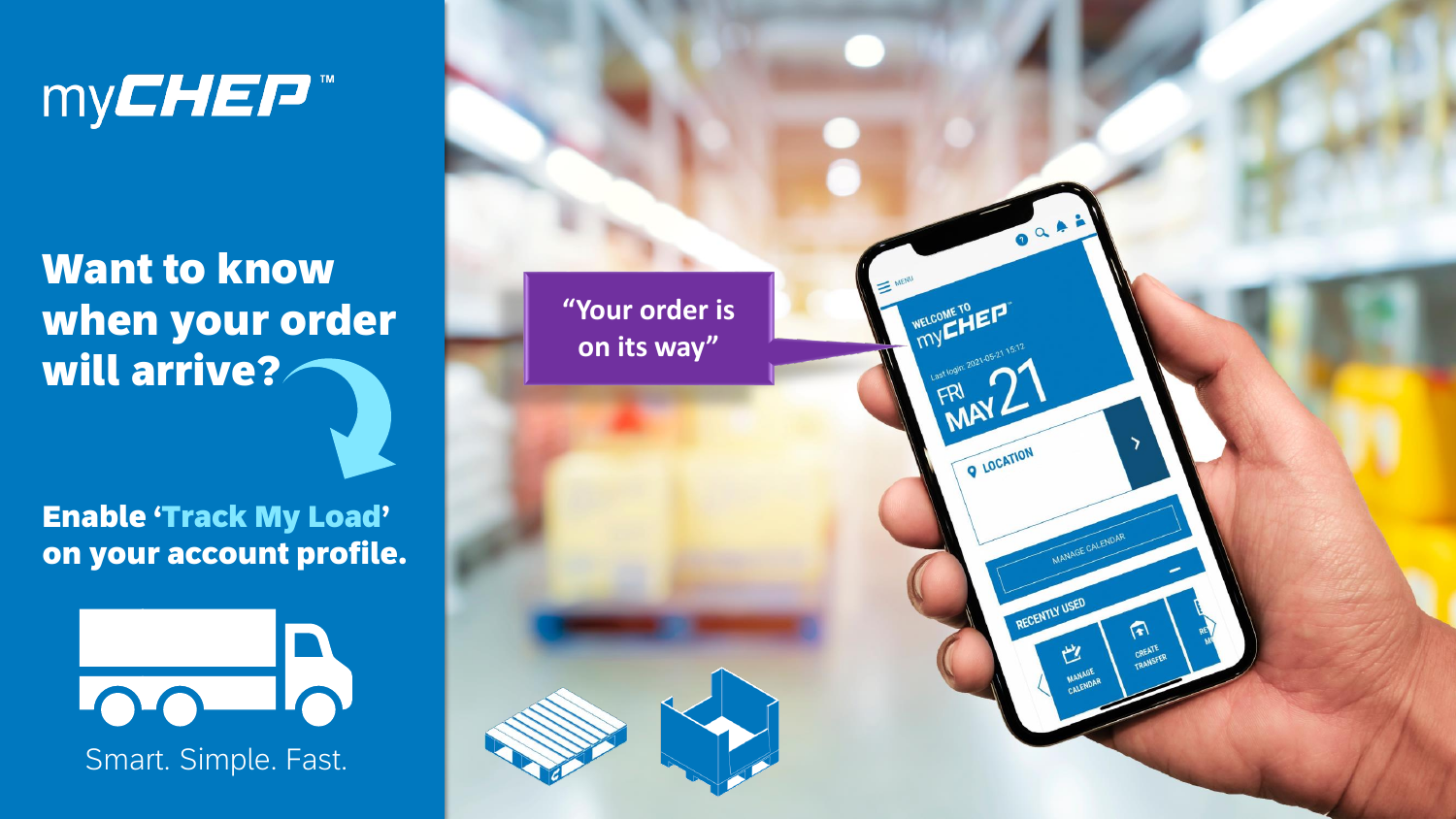myCHEP™

# Want to know when your order will arrive?

**Enable 'Track My Load' on your account profile.**

Smart. Simple. Fast.

"Your order is on its way"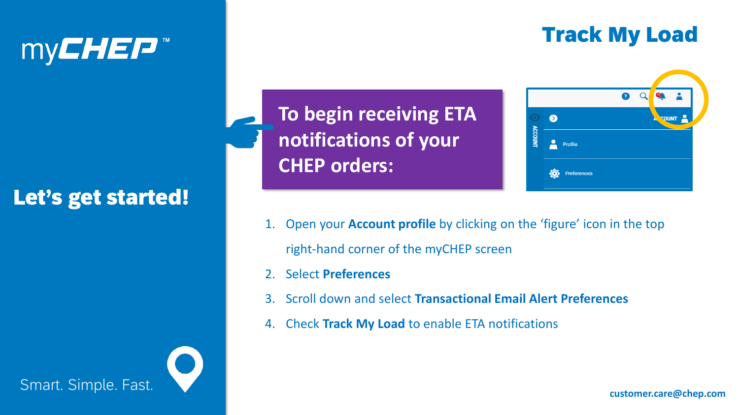myCHEP™

Let's get started!

Smart. Simple. Fast.

# Track My Load

**To begin receiving ETA notifications of your CHEP orders:**

1. Open your **Account profile** by clicking on the 'figure' icon in the top right-hand corner of the myCHEP screen
2. Select **Preferences**
3. Scroll down and select **Transactional Email Alert Preferences**
4. Check **Track My Load** to enable ETA notifications

customer.care@chep.com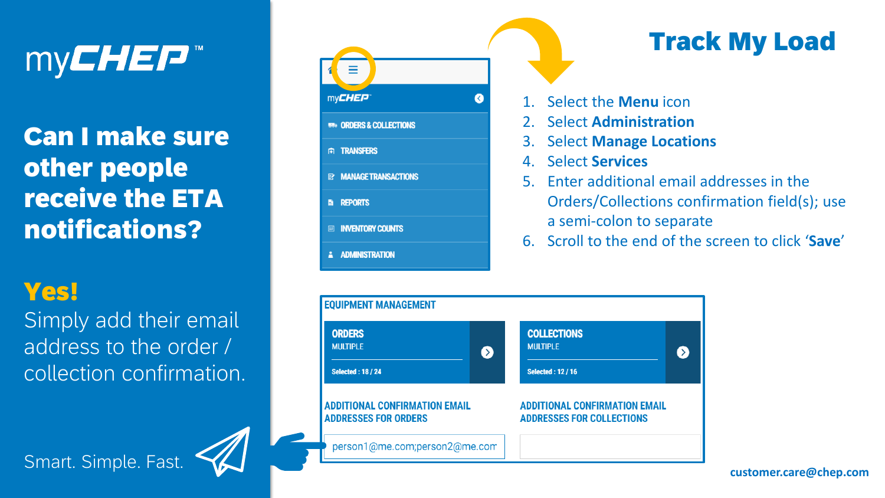myCHEP™

# Can I make sure other people receive the ETA notifications?

**Yes!**
Simply add their email address to the order / collection confirmation.

Smart. Simple. Fast.

## Track My Load

1. Select the **Menu** icon
2. Select **Administration**
3. Select **Manage Locations**
4. Select **Services**
5. Enter additional email addresses in the Orders/Collections confirmation field(s); use a semi-colon to separate
6. Scroll to the end of the screen to click '**Save**'

myCHEP

ORDERS & COLLECTIONS
TRANSFERS
MANAGE TRANSACTIONS
REPORTS
INVENTORY COUNTS
ADMINISTRATION

EQUIPMENT MANAGEMENT

ORDERS
MULTIPLE
Selected : 18 / 24

COLLECTIONS
MULTIPLE
Selected : 12 / 16

ADDITIONAL CONFIRMATION EMAIL ADDRESSES FOR ORDERS
person1@me.com;person2@me.com

ADDITIONAL CONFIRMATION EMAIL ADDRESSES FOR COLLECTIONS

customer.care@chep.com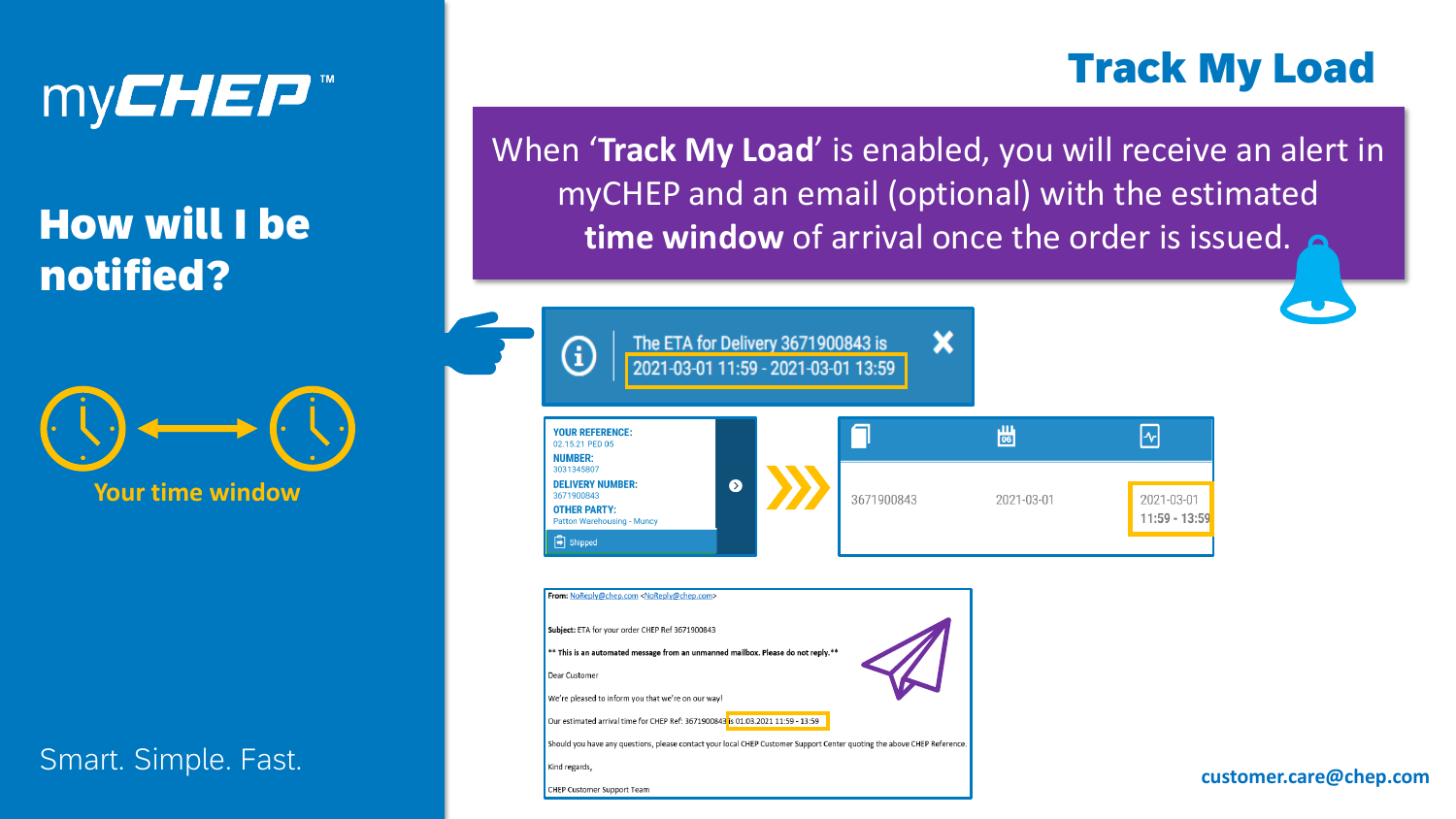# Track My Load

## How will I be notified?

When '**Track My Load**' is enabled, you will receive an alert in myCHEP and an email (optional) with the estimated **time window** of arrival once the order is issued.

Your time window

The ETA for Delivery 3671900843 is 2021-03-01 11:59 - 2021-03-01 13:59

**YOUR REFERENCE:** 02.15.21 PED 05
**NUMBER:** 3031345807
**DELIVERY NUMBER:** 3671900843
**OTHER PARTY:** Patton Warehousing - Muncy
Shipped

| | | |
|---|---|---|
| 3671900843 | 2021-03-01 | 2021-03-01 11:59 - 13:59 |

**From:** NoReply@chep.com <NoReply@chep.com>

**Subject:** ETA for your order CHEP Ref 3671900843

**\*\* This is an automated message from an unmanned mailbox. Please do not reply.\*\***

Dear Customer

We're pleased to inform you that we're on our way!

Our estimated arrival time for CHEP Ref: 3671900843 is 01.03.2021 11:59 - 13:59

Should you have any questions, please contact your local CHEP Customer Support Center quoting the above CHEP Reference.

Kind regards,

CHEP Customer Support Team

Smart. Simple. Fast.

customer.care@chep.com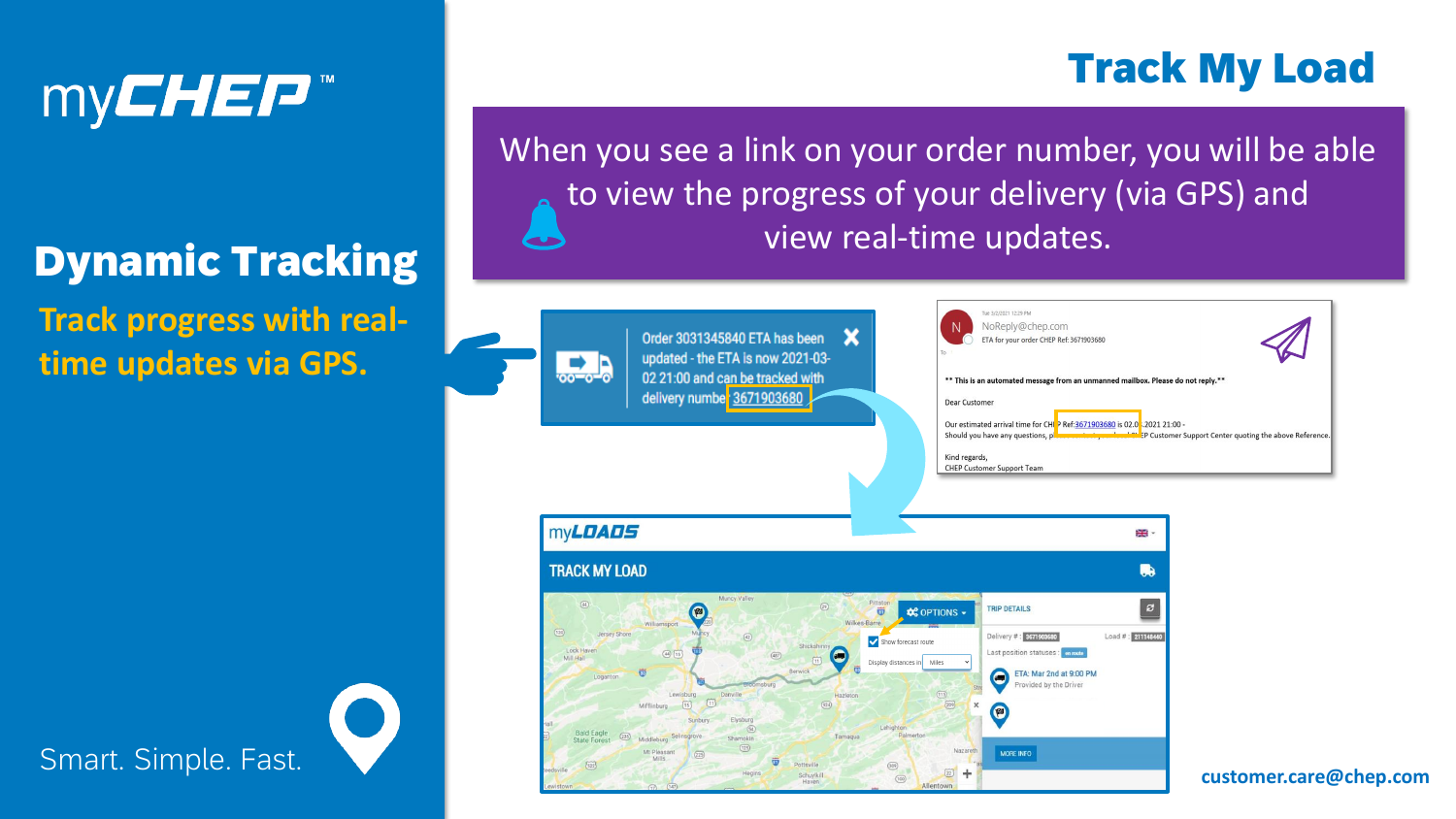myCHEP™

# Dynamic Tracking

**Track progress with real-time updates via GPS.**

Smart. Simple. Fast.

## Track My Load

When you see a link on your order number, you will be able to view the progress of your delivery (via GPS) and view real-time updates.

Order 3031345840 ETA has been updated - the ETA is now 2021-03-02 21:00 and can be tracked with delivery number 3671903680

NoReply@chep.com

ETA for your order CHEP Ref: 3671903680

** This is an automated message from an unmanned mailbox. Please do not reply.**

Dear Customer

Our estimated arrival time for CHEP Ref:3671903680 is 02.03.2021 21:00 -

Should you have any questions, please contact the CHEP Customer Support Center quoting the above Reference.

Kind regards,

CHEP Customer Support Team

myLOADS

TRACK MY LOAD

OPTIONS

Show forecast route

Display distances in Miles

TRIP DETAILS

Delivery #: 3671903680

Load #: 211148440

Last position statuses: en route

ETA: Mar 2nd at 9:00 PM

Provided by the Driver

MORE INFO

customer.care@chep.com